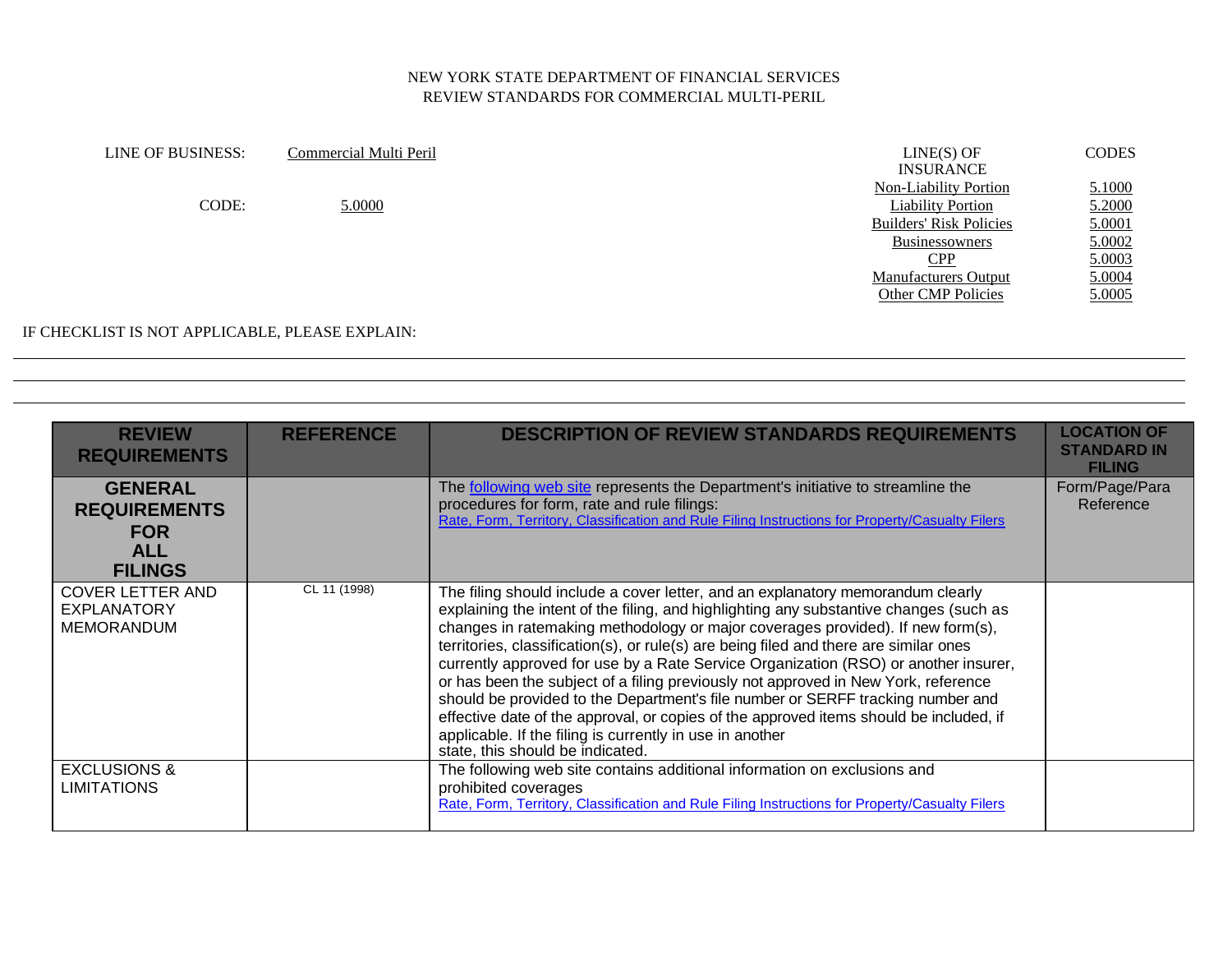NEW YORK STATE DEPARTMENT OF FINANCIAL SERVICES
REVIEW STANDARDS FOR COMMERCIAL MULTI-PERIL

LINE OF BUSINESS: Commercial Multi Peril

CODE: 5.0000

| LINE(S) OF INSURANCE | CODES |
|---|---|
| Non-Liability Portion | 5.1000 |
| Liability Portion | 5.2000 |
| Builders' Risk Policies | 5.0001 |
| Businessowners | 5.0002 |
| CPP | 5.0003 |
| Manufacturers Output | 5.0004 |
| Other CMP Policies | 5.0005 |

IF CHECKLIST IS NOT APPLICABLE, PLEASE EXPLAIN:

---

---

---

| REVIEW REQUIREMENTS | REFERENCE | DESCRIPTION OF REVIEW STANDARDS REQUIREMENTS | LOCATION OF STANDARD IN FILING |
|---|---|---|---|
| **GENERAL REQUIREMENTS FOR ALL FILINGS** | | The following web site represents the Department's initiative to streamline the procedures for form, rate and rule filings: Rate, Form, Territory, Classification and Rule Filing Instructions for Property/Casualty Filers | Form/Page/Para Reference |
| COVER LETTER AND EXPLANATORY MEMORANDUM | CL 11 (1998) | The filing should include a cover letter, and an explanatory memorandum clearly explaining the intent of the filing, and highlighting any substantive changes (such as changes in ratemaking methodology or major coverages provided). If new form(s), territories, classification(s), or rule(s) are being filed and there are similar ones currently approved for use by a Rate Service Organization (RSO) or another insurer, or has been the subject of a filing previously not approved in New York, reference should be provided to the Department's file number or SERFF tracking number and effective date of the approval, or copies of the approved items should be included, if applicable. If the filing is currently in use in another state, this should be indicated. | |
| EXCLUSIONS & LIMITATIONS | | The following web site contains additional information on exclusions and prohibited coverages Rate, Form, Territory, Classification and Rule Filing Instructions for Property/Casualty Filers | |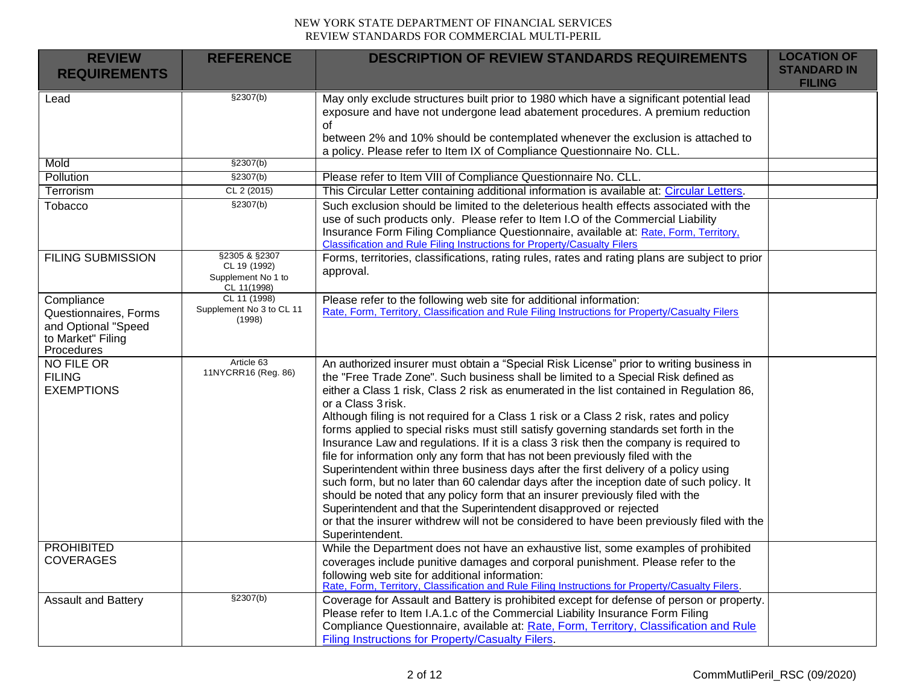| REVIEW REQUIREMENTS | REFERENCE | DESCRIPTION OF REVIEW STANDARDS REQUIREMENTS | LOCATION OF STANDARD IN FILING |
|---|---|---|---|
| Lead | §2307(b) | May only exclude structures built prior to 1980 which have a significant potential lead exposure and have not undergone lead abatement procedures. A premium reduction of between 2% and 10% should be contemplated whenever the exclusion is attached to a policy. Please refer to Item IX of Compliance Questionnaire No. CLL. | |
| Mold | §2307(b) | | |
| Pollution | §2307(b) | Please refer to Item VIII of Compliance Questionnaire No. CLL. | |
| Terrorism | CL 2 (2015) | This Circular Letter containing additional information is available at: Circular Letters. | |
| Tobacco | §2307(b) | Such exclusion should be limited to the deleterious health effects associated with the use of such products only. Please refer to Item I.O of the Commercial Liability Insurance Form Filing Compliance Questionnaire, available at: Rate, Form, Territory, Classification and Rule Filing Instructions for Property/Casualty Filers | |
| FILING SUBMISSION | §2305 & §2307 CL 19 (1992) Supplement No 1 to CL 11(1998) | Forms, territories, classifications, rating rules, rates and rating plans are subject to prior approval. | |
| Compliance Questionnaires, Forms and Optional "Speed to Market" Filing Procedures | CL 11 (1998) Supplement No 3 to CL 11 (1998) | Please refer to the following web site for additional information: Rate, Form, Territory, Classification and Rule Filing Instructions for Property/Casualty Filers | |
| NO FILE OR FILING EXEMPTIONS | Article 63 11NYCRR16 (Reg. 86) | An authorized insurer must obtain a "Special Risk License" prior to writing business in the "Free Trade Zone". Such business shall be limited to a Special Risk defined as either a Class 1 risk, Class 2 risk as enumerated in the list contained in Regulation 86, or a Class 3 risk. Although filing is not required for a Class 1 risk or a Class 2 risk, rates and policy forms applied to special risks must still satisfy governing standards set forth in the Insurance Law and regulations. If it is a class 3 risk then the company is required to file for information only any form that has not been previously filed with the Superintendent within three business days after the first delivery of a policy using such form, but no later than 60 calendar days after the inception date of such policy. It should be noted that any policy form that an insurer previously filed with the Superintendent and that the Superintendent disapproved or rejected or that the insurer withdrew will not be considered to have been previously filed with the Superintendent. | |
| PROHIBITED COVERAGES | | While the Department does not have an exhaustive list, some examples of prohibited coverages include punitive damages and corporal punishment. Please refer to the following web site for additional information: Rate, Form, Territory, Classification and Rule Filing Instructions for Property/Casualty Filers. | |
| Assault and Battery | §2307(b) | Coverage for Assault and Battery is prohibited except for defense of person or property. Please refer to Item I.A.1.c of the Commercial Liability Insurance Form Filing Compliance Questionnaire, available at: Rate, Form, Territory, Classification and Rule Filing Instructions for Property/Casualty Filers. | |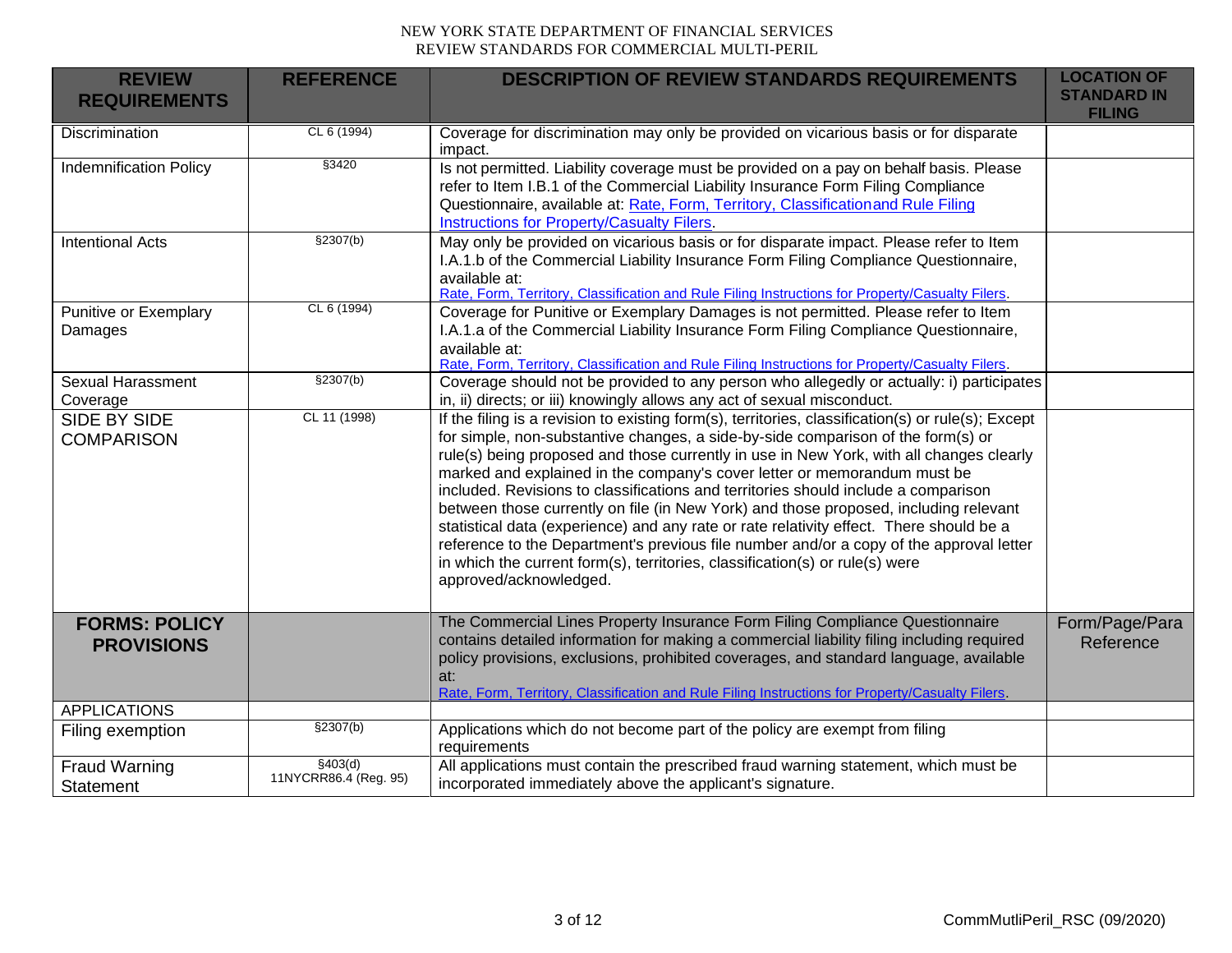| REVIEW REQUIREMENTS | REFERENCE | DESCRIPTION OF REVIEW STANDARDS REQUIREMENTS | LOCATION OF STANDARD IN FILING |
|---|---|---|---|
| Discrimination | CL 6 (1994) | Coverage for discrimination may only be provided on vicarious basis or for disparate impact. | |
| Indemnification Policy | §3420 | Is not permitted. Liability coverage must be provided on a pay on behalf basis. Please refer to Item I.B.1 of the Commercial Liability Insurance Form Filing Compliance Questionnaire, available at: Rate, Form, Territory, Classification and Rule Filing Instructions for Property/Casualty Filers. | |
| Intentional Acts | §2307(b) | May only be provided on vicarious basis or for disparate impact. Please refer to Item I.A.1.b of the Commercial Liability Insurance Form Filing Compliance Questionnaire, available at: Rate, Form, Territory, Classification and Rule Filing Instructions for Property/Casualty Filers. | |
| Punitive or Exemplary Damages | CL 6 (1994) | Coverage for Punitive or Exemplary Damages is not permitted. Please refer to Item I.A.1.a of the Commercial Liability Insurance Form Filing Compliance Questionnaire, available at: Rate, Form, Territory, Classification and Rule Filing Instructions for Property/Casualty Filers. | |
| Sexual Harassment Coverage | §2307(b) | Coverage should not be provided to any person who allegedly or actually: i) participates in, ii) directs; or iii) knowingly allows any act of sexual misconduct. | |
| SIDE BY SIDE COMPARISON | CL 11 (1998) | If the filing is a revision to existing form(s), territories, classification(s) or rule(s); Except for simple, non-substantive changes, a side-by-side comparison of the form(s) or rule(s) being proposed and those currently in use in New York, with all changes clearly marked and explained in the company's cover letter or memorandum must be included. Revisions to classifications and territories should include a comparison between those currently on file (in New York) and those proposed, including relevant statistical data (experience) and any rate or rate relativity effect. There should be a reference to the Department's previous file number and/or a copy of the approval letter in which the current form(s), territories, classification(s) or rule(s) were approved/acknowledged. | |
| **FORMS: POLICY PROVISIONS** | | The Commercial Lines Property Insurance Form Filing Compliance Questionnaire contains detailed information for making a commercial liability filing including required policy provisions, exclusions, prohibited coverages, and standard language, available at: Rate, Form, Territory, Classification and Rule Filing Instructions for Property/Casualty Filers. | Form/Page/Para Reference |
| APPLICATIONS | | | |
| Filing exemption | §2307(b) | Applications which do not become part of the policy are exempt from filing requirements | |
| Fraud Warning Statement | §403(d) 11NYCRR86.4 (Reg. 95) | All applications must contain the prescribed fraud warning statement, which must be incorporated immediately above the applicant's signature. | |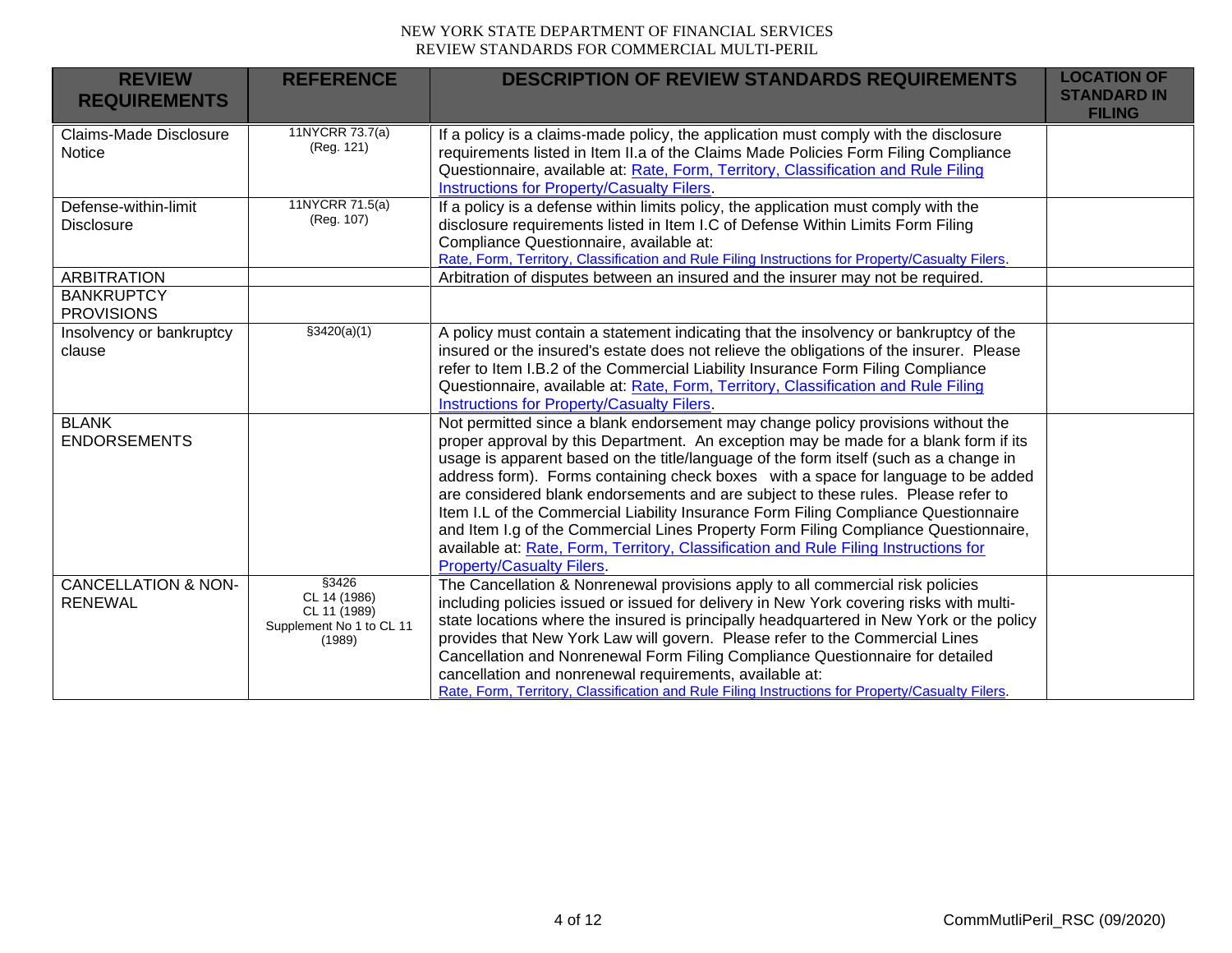| REVIEW REQUIREMENTS | REFERENCE | DESCRIPTION OF REVIEW STANDARDS REQUIREMENTS | LOCATION OF STANDARD IN FILING |
|---|---|---|---|
| Claims-Made Disclosure Notice | 11NYCRR 73.7(a) (Reg. 121) | If a policy is a claims-made policy, the application must comply with the disclosure requirements listed in Item II.a of the Claims Made Policies Form Filing Compliance Questionnaire, available at: Rate, Form, Territory, Classification and Rule Filing Instructions for Property/Casualty Filers. | |
| Defense-within-limit Disclosure | 11NYCRR 71.5(a) (Reg. 107) | If a policy is a defense within limits policy, the application must comply with the disclosure requirements listed in Item I.C of Defense Within Limits Form Filing Compliance Questionnaire, available at: Rate, Form, Territory, Classification and Rule Filing Instructions for Property/Casualty Filers. | |
| ARBITRATION | | Arbitration of disputes between an insured and the insurer may not be required. | |
| BANKRUPTCY PROVISIONS | | | |
| Insolvency or bankruptcy clause | §3420(a)(1) | A policy must contain a statement indicating that the insolvency or bankruptcy of the insured or the insured's estate does not relieve the obligations of the insurer. Please refer to Item I.B.2 of the Commercial Liability Insurance Form Filing Compliance Questionnaire, available at: Rate, Form, Territory, Classification and Rule Filing Instructions for Property/Casualty Filers. | |
| BLANK ENDORSEMENTS | | Not permitted since a blank endorsement may change policy provisions without the proper approval by this Department. An exception may be made for a blank form if its usage is apparent based on the title/language of the form itself (such as a change in address form). Forms containing check boxes with a space for language to be added are considered blank endorsements and are subject to these rules. Please refer to Item I.L of the Commercial Liability Insurance Form Filing Compliance Questionnaire and Item I.g of the Commercial Lines Property Form Filing Compliance Questionnaire, available at: Rate, Form, Territory, Classification and Rule Filing Instructions for Property/Casualty Filers. | |
| CANCELLATION & NON-RENEWAL | §3426 CL 14 (1986) CL 11 (1989) Supplement No 1 to CL 11 (1989) | The Cancellation & Nonrenewal provisions apply to all commercial risk policies including policies issued or issued for delivery in New York covering risks with multi-state locations where the insured is principally headquartered in New York or the policy provides that New York Law will govern. Please refer to the Commercial Lines Cancellation and Nonrenewal Form Filing Compliance Questionnaire for detailed cancellation and nonrenewal requirements, available at: Rate, Form, Territory, Classification and Rule Filing Instructions for Property/Casualty Filers. | |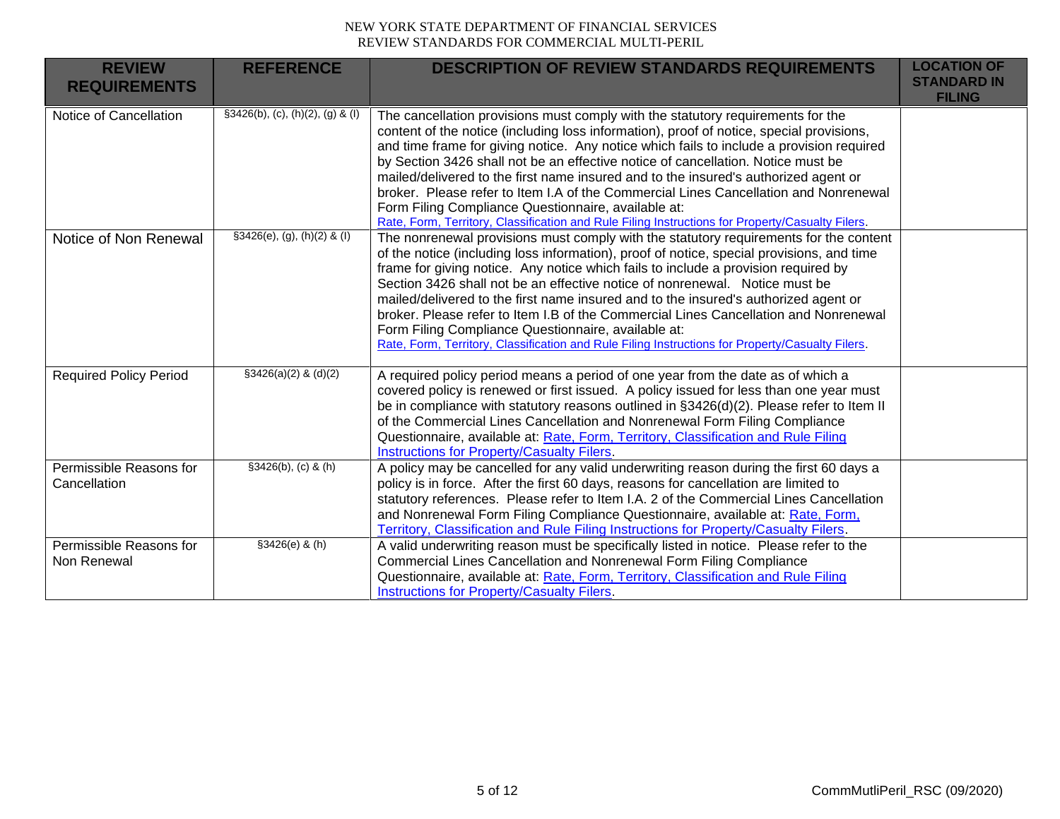| REVIEW REQUIREMENTS | REFERENCE | DESCRIPTION OF REVIEW STANDARDS REQUIREMENTS | LOCATION OF STANDARD IN FILING |
|---|---|---|---|
| Notice of Cancellation | §3426(b), (c), (h)(2), (g) & (l) | The cancellation provisions must comply with the statutory requirements for the content of the notice (including loss information), proof of notice, special provisions, and time frame for giving notice. Any notice which fails to include a provision required by Section 3426 shall not be an effective notice of cancellation. Notice must be mailed/delivered to the first name insured and to the insured's authorized agent or broker. Please refer to Item I.A of the Commercial Lines Cancellation and Nonrenewal Form Filing Compliance Questionnaire, available at: Rate, Form, Territory, Classification and Rule Filing Instructions for Property/Casualty Filers. | |
| Notice of Non Renewal | §3426(e), (g), (h)(2) & (l) | The nonrenewal provisions must comply with the statutory requirements for the content of the notice (including loss information), proof of notice, special provisions, and time frame for giving notice. Any notice which fails to include a provision required by Section 3426 shall not be an effective notice of nonrenewal. Notice must be mailed/delivered to the first name insured and to the insured's authorized agent or broker. Please refer to Item I.B of the Commercial Lines Cancellation and Nonrenewal Form Filing Compliance Questionnaire, available at: Rate, Form, Territory, Classification and Rule Filing Instructions for Property/Casualty Filers. | |
| Required Policy Period | §3426(a)(2) & (d)(2) | A required policy period means a period of one year from the date as of which a covered policy is renewed or first issued. A policy issued for less than one year must be in compliance with statutory reasons outlined in §3426(d)(2). Please refer to Item II of the Commercial Lines Cancellation and Nonrenewal Form Filing Compliance Questionnaire, available at: Rate, Form, Territory, Classification and Rule Filing Instructions for Property/Casualty Filers. | |
| Permissible Reasons for Cancellation | §3426(b), (c) & (h) | A policy may be cancelled for any valid underwriting reason during the first 60 days a policy is in force. After the first 60 days, reasons for cancellation are limited to statutory references. Please refer to Item I.A. 2 of the Commercial Lines Cancellation and Nonrenewal Form Filing Compliance Questionnaire, available at: Rate, Form, Territory, Classification and Rule Filing Instructions for Property/Casualty Filers. | |
| Permissible Reasons for Non Renewal | §3426(e) & (h) | A valid underwriting reason must be specifically listed in notice. Please refer to the Commercial Lines Cancellation and Nonrenewal Form Filing Compliance Questionnaire, available at: Rate, Form, Territory, Classification and Rule Filing Instructions for Property/Casualty Filers. | |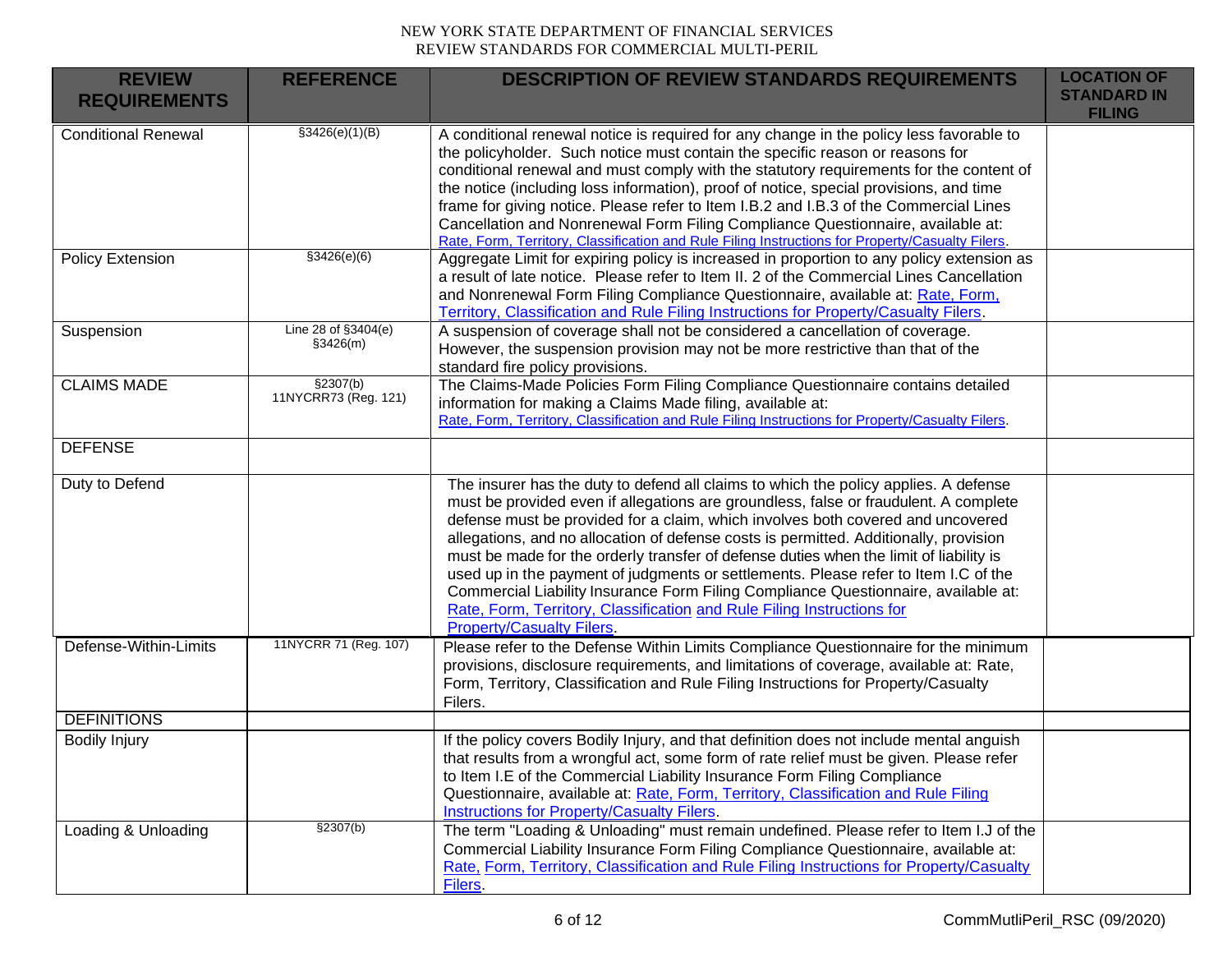| REVIEW REQUIREMENTS | REFERENCE | DESCRIPTION OF REVIEW STANDARDS REQUIREMENTS | LOCATION OF STANDARD IN FILING |
|---|---|---|---|
| Conditional Renewal | §3426(e)(1)(B) | A conditional renewal notice is required for any change in the policy less favorable to the policyholder. Such notice must contain the specific reason or reasons for conditional renewal and must comply with the statutory requirements for the content of the notice (including loss information), proof of notice, special provisions, and time frame for giving notice. Please refer to Item I.B.2 and I.B.3 of the Commercial Lines Cancellation and Nonrenewal Form Filing Compliance Questionnaire, available at: Rate, Form, Territory, Classification and Rule Filing Instructions for Property/Casualty Filers. | |
| Policy Extension | §3426(e)(6) | Aggregate Limit for expiring policy is increased in proportion to any policy extension as a result of late notice. Please refer to Item II. 2 of the Commercial Lines Cancellation and Nonrenewal Form Filing Compliance Questionnaire, available at: Rate, Form, Territory, Classification and Rule Filing Instructions for Property/Casualty Filers. | |
| Suspension | Line 28 of §3404(e) §3426(m) | A suspension of coverage shall not be considered a cancellation of coverage. However, the suspension provision may not be more restrictive than that of the standard fire policy provisions. | |
| CLAIMS MADE | §2307(b) 11NYCRR73 (Reg. 121) | The Claims-Made Policies Form Filing Compliance Questionnaire contains detailed information for making a Claims Made filing, available at: Rate, Form, Territory, Classification and Rule Filing Instructions for Property/Casualty Filers. | |
| DEFENSE | | | |
| Duty to Defend | | The insurer has the duty to defend all claims to which the policy applies. A defense must be provided even if allegations are groundless, false or fraudulent. A complete defense must be provided for a claim, which involves both covered and uncovered allegations, and no allocation of defense costs is permitted. Additionally, provision must be made for the orderly transfer of defense duties when the limit of liability is used up in the payment of judgments or settlements. Please refer to Item I.C of the Commercial Liability Insurance Form Filing Compliance Questionnaire, available at: Rate, Form, Territory, Classification and Rule Filing Instructions for Property/Casualty Filers. | |
| Defense-Within-Limits | 11NYCRR 71 (Reg. 107) | Please refer to the Defense Within Limits Compliance Questionnaire for the minimum provisions, disclosure requirements, and limitations of coverage, available at: Rate, Form, Territory, Classification and Rule Filing Instructions for Property/Casualty Filers. | |
| DEFINITIONS | | | |
| Bodily Injury | | If the policy covers Bodily Injury, and that definition does not include mental anguish that results from a wrongful act, some form of rate relief must be given. Please refer to Item I.E of the Commercial Liability Insurance Form Filing Compliance Questionnaire, available at: Rate, Form, Territory, Classification and Rule Filing Instructions for Property/Casualty Filers. | |
| Loading & Unloading | §2307(b) | The term "Loading & Unloading" must remain undefined. Please refer to Item I.J of the Commercial Liability Insurance Form Filing Compliance Questionnaire, available at: Rate, Form, Territory, Classification and Rule Filing Instructions for Property/Casualty Filers. | |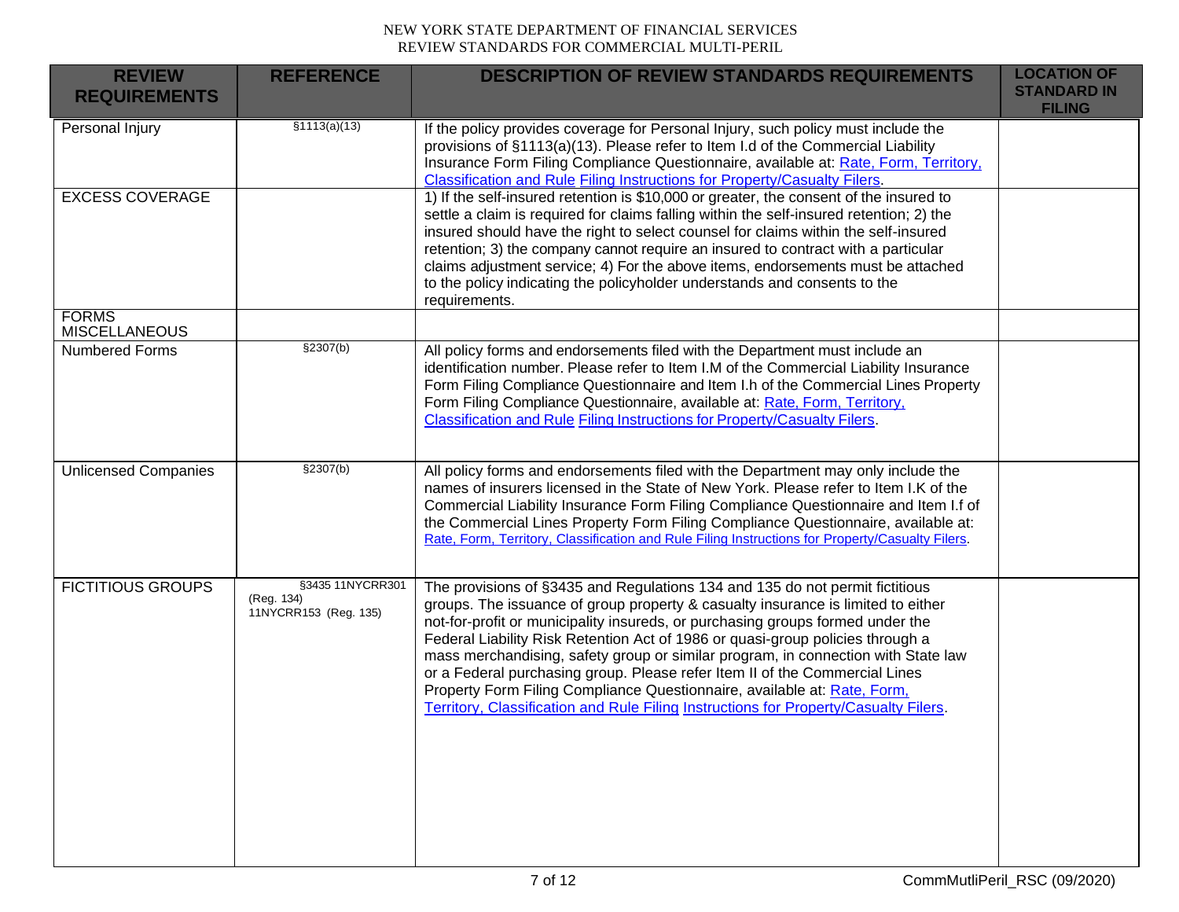| REVIEW REQUIREMENTS | REFERENCE | DESCRIPTION OF REVIEW STANDARDS REQUIREMENTS | LOCATION OF STANDARD IN FILING |
|---|---|---|---|
| Personal Injury | §1113(a)(13) | If the policy provides coverage for Personal Injury, such policy must include the provisions of §1113(a)(13). Please refer to Item I.d of the Commercial Liability Insurance Form Filing Compliance Questionnaire, available at: Rate, Form, Territory, Classification and Rule Filing Instructions for Property/Casualty Filers. | |
| EXCESS COVERAGE | | 1) If the self-insured retention is $10,000 or greater, the consent of the insured to settle a claim is required for claims falling within the self-insured retention; 2) the insured should have the right to select counsel for claims within the self-insured retention; 3) the company cannot require an insured to contract with a particular claims adjustment service; 4) For the above items, endorsements must be attached to the policy indicating the policyholder understands and consents to the requirements. | |
| FORMS MISCELLANEOUS | | | |
| Numbered Forms | §2307(b) | All policy forms and endorsements filed with the Department must include an identification number. Please refer to Item I.M of the Commercial Liability Insurance Form Filing Compliance Questionnaire and Item I.h of the Commercial Lines Property Form Filing Compliance Questionnaire, available at: Rate, Form, Territory, Classification and Rule Filing Instructions for Property/Casualty Filers. | |
| Unlicensed Companies | §2307(b) | All policy forms and endorsements filed with the Department may only include the names of insurers licensed in the State of New York. Please refer to Item I.K of the Commercial Liability Insurance Form Filing Compliance Questionnaire and Item I.f of the Commercial Lines Property Form Filing Compliance Questionnaire, available at: Rate, Form, Territory, Classification and Rule Filing Instructions for Property/Casualty Filers. | |
| FICTITIOUS GROUPS | §3435 11NYCRR301 (Reg. 134) 11NYCRR153 (Reg. 135) | The provisions of §3435 and Regulations 134 and 135 do not permit fictitious groups. The issuance of group property & casualty insurance is limited to either not-for-profit or municipality insureds, or purchasing groups formed under the Federal Liability Risk Retention Act of 1986 or quasi-group policies through a mass merchandising, safety group or similar program, in connection with State law or a Federal purchasing group. Please refer Item II of the Commercial Lines Property Form Filing Compliance Questionnaire, available at: Rate, Form, Territory, Classification and Rule Filing Instructions for Property/Casualty Filers. | |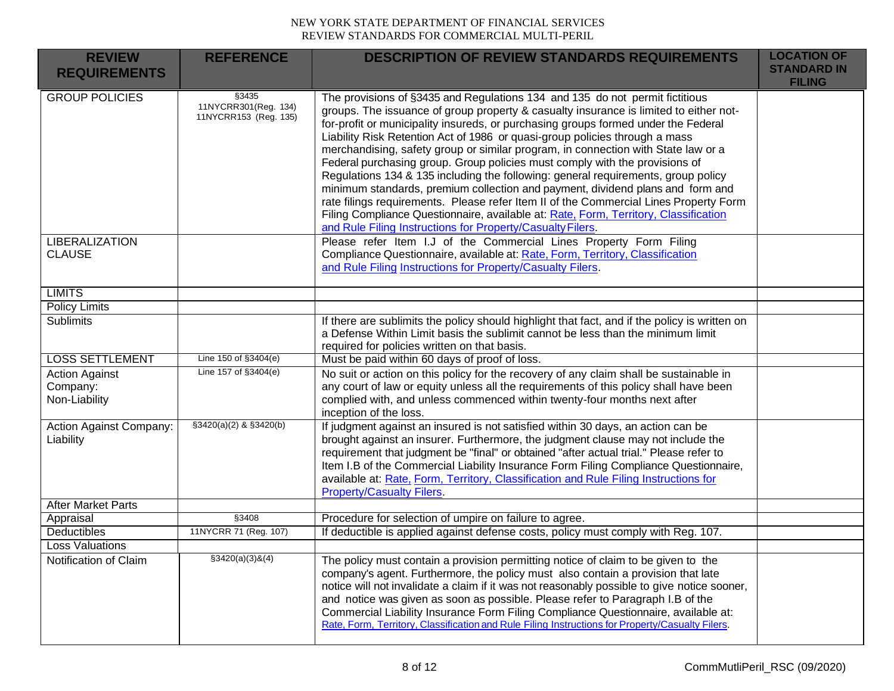| REVIEW REQUIREMENTS | REFERENCE | DESCRIPTION OF REVIEW STANDARDS REQUIREMENTS | LOCATION OF STANDARD IN FILING |
|---|---|---|---|
| GROUP POLICIES | §3435 11NYCRR301(Reg. 134) 11NYCRR153 (Reg. 135) | The provisions of §3435 and Regulations 134 and 135 do not permit fictitious groups. The issuance of group property & casualty insurance is limited to either not-for-profit or municipality insureds, or purchasing groups formed under the Federal Liability Risk Retention Act of 1986 or quasi-group policies through a mass merchandising, safety group or similar program, in connection with State law or a Federal purchasing group. Group policies must comply with the provisions of Regulations 134 & 135 including the following: general requirements, group policy minimum standards, premium collection and payment, dividend plans and form and rate filings requirements. Please refer Item II of the Commercial Lines Property Form Filing Compliance Questionnaire, available at: Rate, Form, Territory, Classification and Rule Filing Instructions for Property/Casualty Filers. | |
| LIBERALIZATION CLAUSE | | Please refer Item I.J of the Commercial Lines Property Form Filing Compliance Questionnaire, available at: Rate, Form, Territory, Classification and Rule Filing Instructions for Property/Casualty Filers. | |
| LIMITS | | | |
| Policy Limits | | | |
| Sublimits | | If there are sublimits the policy should highlight that fact, and if the policy is written on a Defense Within Limit basis the sublimit cannot be less than the minimum limit required for policies written on that basis. | |
| LOSS SETTLEMENT | Line 150 of §3404(e) | Must be paid within 60 days of proof of loss. | |
| Action Against Company: Non-Liability | Line 157 of §3404(e) | No suit or action on this policy for the recovery of any claim shall be sustainable in any court of law or equity unless all the requirements of this policy shall have been complied with, and unless commenced within twenty-four months next after inception of the loss. | |
| Action Against Company: Liability | §3420(a)(2) & §3420(b) | If judgment against an insured is not satisfied within 30 days, an action can be brought against an insurer. Furthermore, the judgment clause may not include the requirement that judgment be "final" or obtained "after actual trial." Please refer to Item I.B of the Commercial Liability Insurance Form Filing Compliance Questionnaire, available at: Rate, Form, Territory, Classification and Rule Filing Instructions for Property/Casualty Filers. | |
| After Market Parts | | | |
| Appraisal | §3408 | Procedure for selection of umpire on failure to agree. | |
| Deductibles | 11NYCRR 71 (Reg. 107) | If deductible is applied against defense costs, policy must comply with Reg. 107. | |
| Loss Valuations | | | |
| Notification of Claim | §3420(a)(3)&(4) | The policy must contain a provision permitting notice of claim to be given to the company's agent. Furthermore, the policy must also contain a provision that late notice will not invalidate a claim if it was not reasonably possible to give notice sooner, and notice was given as soon as possible. Please refer to Paragraph I.B of the Commercial Liability Insurance Form Filing Compliance Questionnaire, available at: Rate, Form, Territory, Classification and Rule Filing Instructions for Property/Casualty Filers. | |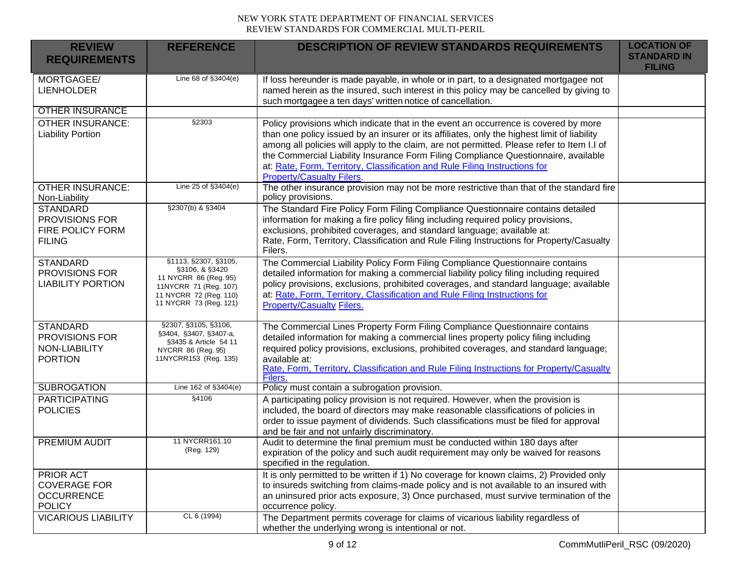| REVIEW REQUIREMENTS | REFERENCE | DESCRIPTION OF REVIEW STANDARDS REQUIREMENTS | LOCATION OF STANDARD IN FILING |
|---|---|---|---|
| MORTGAGEE/ LIENHOLDER | Line 68 of §3404(e) | If loss hereunder is made payable, in whole or in part, to a designated mortgagee not named herein as the insured, such interest in this policy may be cancelled by giving to such mortgagee a ten days' written notice of cancellation. | |
| OTHER INSURANCE | | | |
| OTHER INSURANCE: Liability Portion | §2303 | Policy provisions which indicate that in the event an occurrence is covered by more than one policy issued by an insurer or its affiliates, only the highest limit of liability among all policies will apply to the claim, are not permitted. Please refer to Item I.I of the Commercial Liability Insurance Form Filing Compliance Questionnaire, available at: Rate, Form, Territory, Classification and Rule Filing Instructions for Property/Casualty Filers. | |
| OTHER INSURANCE: Non-Liability | Line 25 of §3404(e) | The other insurance provision may not be more restrictive than that of the standard fire policy provisions. | |
| STANDARD PROVISIONS FOR FIRE POLICY FORM FILING | §2307(b) & §3404 | The Standard Fire Policy Form Filing Compliance Questionnaire contains detailed information for making a fire policy filing including required policy provisions, exclusions, prohibited coverages, and standard language; available at: Rate, Form, Territory, Classification and Rule Filing Instructions for Property/Casualty Filers. | |
| STANDARD PROVISIONS FOR LIABILITY PORTION | §1113, §2307, §3105, §3106, & §3420 11 NYCRR 86 (Reg. 95) 11NYCRR 71 (Reg. 107) 11 NYCRR 72 (Reg. 110) 11 NYCRR 73 (Reg. 121) | The Commercial Liability Policy Form Filing Compliance Questionnaire contains detailed information for making a commercial liability policy filing including required policy provisions, exclusions, prohibited coverages, and standard language; available at: Rate, Form, Territory, Classification and Rule Filing Instructions for Property/Casualty Filers. | |
| STANDARD PROVISIONS FOR NON-LIABILITY PORTION | §2307, §3105, §3106, §3404, §3407, §3407-a, §3435 & Article 54 11 NYCRR 86 (Reg. 95) 11NYCRR153 (Reg. 135) | The Commercial Lines Property Form Filing Compliance Questionnaire contains detailed information for making a commercial lines property policy filing including required policy provisions, exclusions, prohibited coverages, and standard language; available at: Rate, Form, Territory, Classification and Rule Filing Instructions for Property/Casualty Filers. | |
| SUBROGATION | Line 162 of §3404(e) | Policy must contain a subrogation provision. | |
| PARTICIPATING POLICIES | §4106 | A participating policy provision is not required. However, when the provision is included, the board of directors may make reasonable classifications of policies in order to issue payment of dividends. Such classifications must be filed for approval and be fair and not unfairly discriminatory. | |
| PREMIUM AUDIT | 11 NYCRR161.10 (Reg. 129) | Audit to determine the final premium must be conducted within 180 days after expiration of the policy and such audit requirement may only be waived for reasons specified in the regulation. | |
| PRIOR ACT COVERAGE FOR OCCURRENCE POLICY | | It is only permitted to be written if 1) No coverage for known claims, 2) Provided only to insureds switching from claims-made policy and is not available to an insured with an uninsured prior acts exposure, 3) Once purchased, must survive termination of the occurrence policy. | |
| VICARIOUS LIABILITY | CL 6 (1994) | The Department permits coverage for claims of vicarious liability regardless of whether the underlying wrong is intentional or not. | |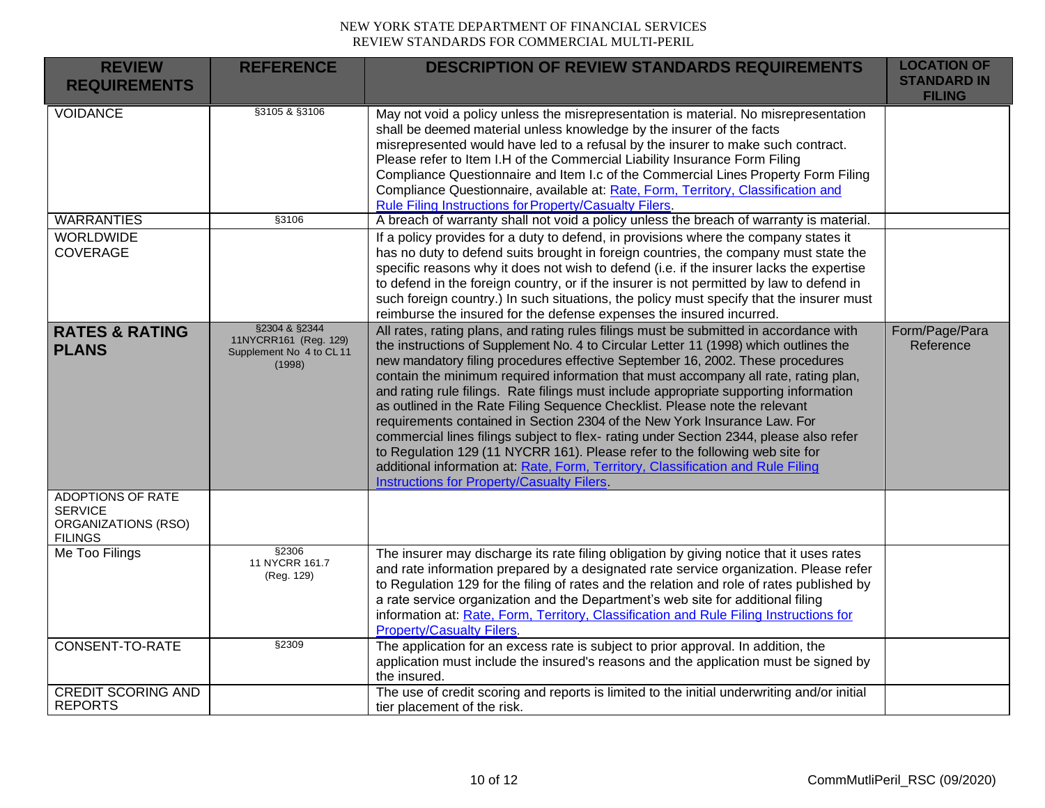| REVIEW REQUIREMENTS | REFERENCE | DESCRIPTION OF REVIEW STANDARDS REQUIREMENTS | LOCATION OF STANDARD IN FILING |
|---|---|---|---|
| VOIDANCE | §3105 & §3106 | May not void a policy unless the misrepresentation is material. No misrepresentation shall be deemed material unless knowledge by the insurer of the facts misrepresented would have led to a refusal by the insurer to make such contract. Please refer to Item I.H of the Commercial Liability Insurance Form Filing Compliance Questionnaire and Item I.c of the Commercial Lines Property Form Filing Compliance Questionnaire, available at: Rate, Form, Territory, Classification and Rule Filing Instructions for Property/Casualty Filers. | |
| WARRANTIES | §3106 | A breach of warranty shall not void a policy unless the breach of warranty is material. | |
| WORLDWIDE COVERAGE | | If a policy provides for a duty to defend, in provisions where the company states it has no duty to defend suits brought in foreign countries, the company must state the specific reasons why it does not wish to defend (i.e. if the insurer lacks the expertise to defend in the foreign country, or if the insurer is not permitted by law to defend in such foreign country.) In such situations, the policy must specify that the insurer must reimburse the insured for the defense expenses the insured incurred. | |
| **RATES & RATING PLANS** | §2304 & §2344 11NYCRR161 (Reg. 129) Supplement No 4 to CL 11 (1998) | All rates, rating plans, and rating rules filings must be submitted in accordance with the instructions of Supplement No. 4 to Circular Letter 11 (1998) which outlines the new mandatory filing procedures effective September 16, 2002. These procedures contain the minimum required information that must accompany all rate, rating plan, and rating rule filings. Rate filings must include appropriate supporting information as outlined in the Rate Filing Sequence Checklist. Please note the relevant requirements contained in Section 2304 of the New York Insurance Law. For commercial lines filings subject to flex- rating under Section 2344, please also refer to Regulation 129 (11 NYCRR 161). Please refer to the following web site for additional information at: Rate, Form, Territory, Classification and Rule Filing Instructions for Property/Casualty Filers. | Form/Page/Para Reference |
| ADOPTIONS OF RATE SERVICE ORGANIZATIONS (RSO) FILINGS | | | |
| Me Too Filings | §2306 11 NYCRR 161.7 (Reg. 129) | The insurer may discharge its rate filing obligation by giving notice that it uses rates and rate information prepared by a designated rate service organization. Please refer to Regulation 129 for the filing of rates and the relation and role of rates published by a rate service organization and the Department's web site for additional filing information at: Rate, Form, Territory, Classification and Rule Filing Instructions for Property/Casualty Filers. | |
| CONSENT-TO-RATE | §2309 | The application for an excess rate is subject to prior approval. In addition, the application must include the insured's reasons and the application must be signed by the insured. | |
| CREDIT SCORING AND REPORTS | | The use of credit scoring and reports is limited to the initial underwriting and/or initial tier placement of the risk. | |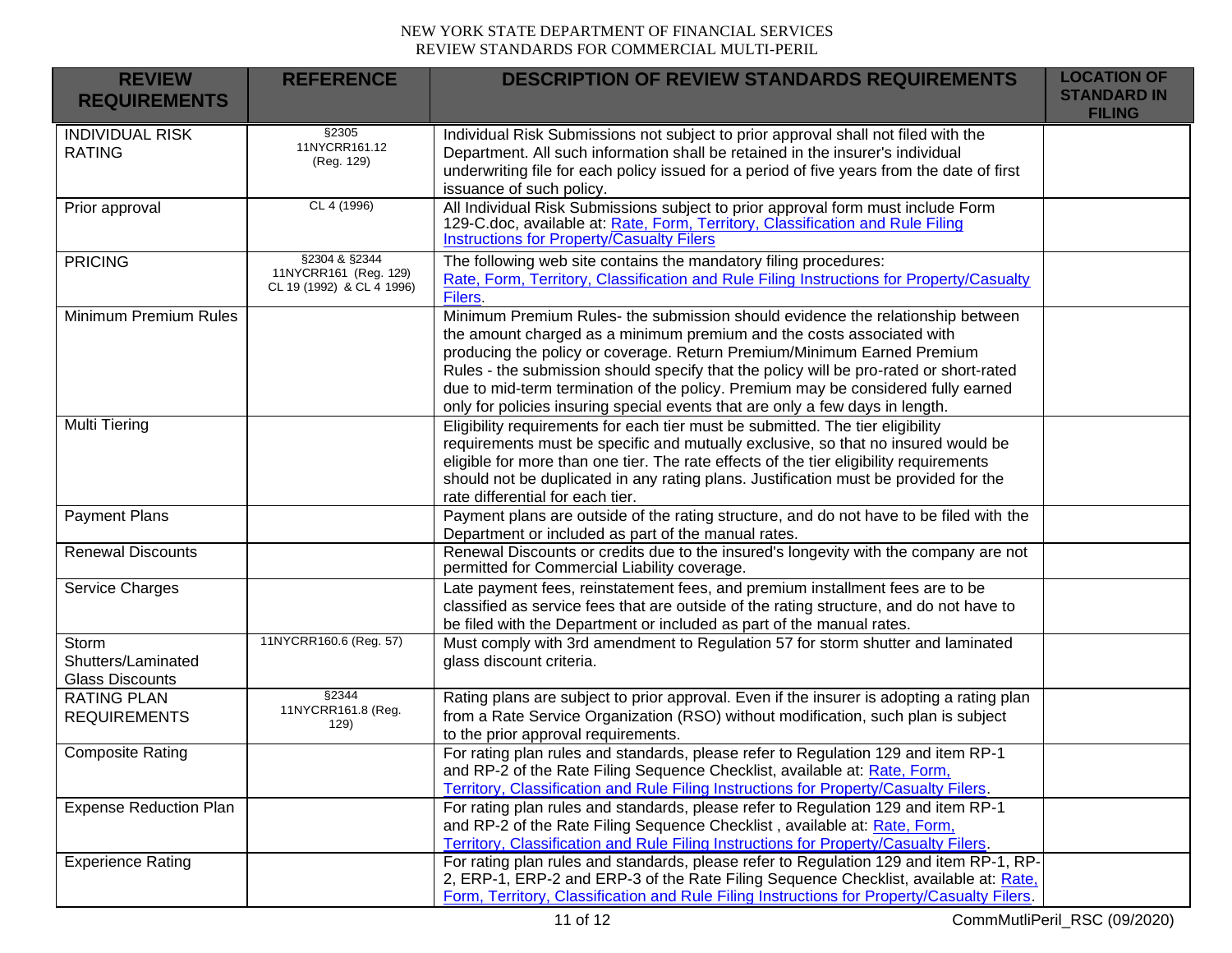NEW YORK STATE DEPARTMENT OF FINANCIAL SERVICES
REVIEW STANDARDS FOR COMMERCIAL MULTI-PERIL

| REVIEW REQUIREMENTS | REFERENCE | DESCRIPTION OF REVIEW STANDARDS REQUIREMENTS | LOCATION OF STANDARD IN FILING |
|---|---|---|---|
| INDIVIDUAL RISK RATING | §2305 11NYCRR161.12 (Reg. 129) | Individual Risk Submissions not subject to prior approval shall not filed with the Department. All such information shall be retained in the insurer's individual underwriting file for each policy issued for a period of five years from the date of first issuance of such policy. | |
| Prior approval | CL 4 (1996) | All Individual Risk Submissions subject to prior approval form must include Form 129-C.doc, available at: Rate, Form, Territory, Classification and Rule Filing Instructions for Property/Casualty Filers | |
| PRICING | §2304 & §2344 11NYCRR161 (Reg. 129) CL 19 (1992) & CL 4 1996) | The following web site contains the mandatory filing procedures: Rate, Form, Territory, Classification and Rule Filing Instructions for Property/Casualty Filers. | |
| Minimum Premium Rules | | Minimum Premium Rules- the submission should evidence the relationship between the amount charged as a minimum premium and the costs associated with producing the policy or coverage. Return Premium/Minimum Earned Premium Rules - the submission should specify that the policy will be pro-rated or short-rated due to mid-term termination of the policy. Premium may be considered fully earned only for policies insuring special events that are only a few days in length. | |
| Multi Tiering | | Eligibility requirements for each tier must be submitted. The tier eligibility requirements must be specific and mutually exclusive, so that no insured would be eligible for more than one tier. The rate effects of the tier eligibility requirements should not be duplicated in any rating plans. Justification must be provided for the rate differential for each tier. | |
| Payment Plans | | Payment plans are outside of the rating structure, and do not have to be filed with the Department or included as part of the manual rates. | |
| Renewal Discounts | | Renewal Discounts or credits due to the insured's longevity with the company are not permitted for Commercial Liability coverage. | |
| Service Charges | | Late payment fees, reinstatement fees, and premium installment fees are to be classified as service fees that are outside of the rating structure, and do not have to be filed with the Department or included as part of the manual rates. | |
| Storm Shutters/Laminated Glass Discounts | 11NYCRR160.6 (Reg. 57) | Must comply with 3rd amendment to Regulation 57 for storm shutter and laminated glass discount criteria. | |
| RATING PLAN REQUIREMENTS | §2344 11NYCRR161.8 (Reg. 129) | Rating plans are subject to prior approval. Even if the insurer is adopting a rating plan from a Rate Service Organization (RSO) without modification, such plan is subject to the prior approval requirements. | |
| Composite Rating | | For rating plan rules and standards, please refer to Regulation 129 and item RP-1 and RP-2 of the Rate Filing Sequence Checklist, available at: Rate, Form, Territory, Classification and Rule Filing Instructions for Property/Casualty Filers. | |
| Expense Reduction Plan | | For rating plan rules and standards, please refer to Regulation 129 and item RP-1 and RP-2 of the Rate Filing Sequence Checklist , available at: Rate, Form, Territory, Classification and Rule Filing Instructions for Property/Casualty Filers. | |
| Experience Rating | | For rating plan rules and standards, please refer to Regulation 129 and item RP-1, RP-2, ERP-1, ERP-2 and ERP-3 of the Rate Filing Sequence Checklist, available at: Rate, Form, Territory, Classification and Rule Filing Instructions for Property/Casualty Filers. | |

CommMutliPeril_RSC (09/2020)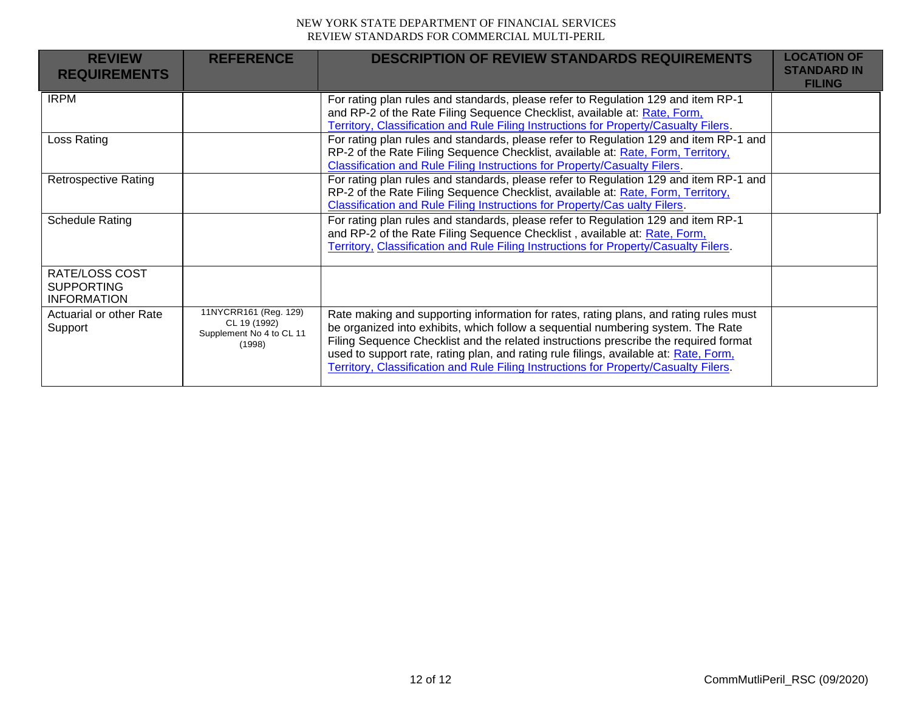| REVIEW REQUIREMENTS | REFERENCE | DESCRIPTION OF REVIEW STANDARDS REQUIREMENTS | LOCATION OF STANDARD IN FILING |
|---|---|---|---|
| IRPM | | For rating plan rules and standards, please refer to Regulation 129 and item RP-1 and RP-2 of the Rate Filing Sequence Checklist, available at: Rate, Form, Territory, Classification and Rule Filing Instructions for Property/Casualty Filers. | |
| Loss Rating | | For rating plan rules and standards, please refer to Regulation 129 and item RP-1 and RP-2 of the Rate Filing Sequence Checklist, available at: Rate, Form, Territory, Classification and Rule Filing Instructions for Property/Casualty Filers. | |
| Retrospective Rating | | For rating plan rules and standards, please refer to Regulation 129 and item RP-1 and RP-2 of the Rate Filing Sequence Checklist, available at: Rate, Form, Territory, Classification and Rule Filing Instructions for Property/Cas ualty Filers. | |
| Schedule Rating | | For rating plan rules and standards, please refer to Regulation 129 and item RP-1 and RP-2 of the Rate Filing Sequence Checklist , available at: Rate, Form, Territory, Classification and Rule Filing Instructions for Property/Casualty Filers. | |
| RATE/LOSS COST SUPPORTING INFORMATION | | | |
| Actuarial or other Rate Support | 11NYCRR161 (Reg. 129) CL 19 (1992) Supplement No 4 to CL 11 (1998) | Rate making and supporting information for rates, rating plans, and rating rules must be organized into exhibits, which follow a sequential numbering system. The Rate Filing Sequence Checklist and the related instructions prescribe the required format used to support rate, rating plan, and rating rule filings, available at: Rate, Form, Territory, Classification and Rule Filing Instructions for Property/Casualty Filers. | |